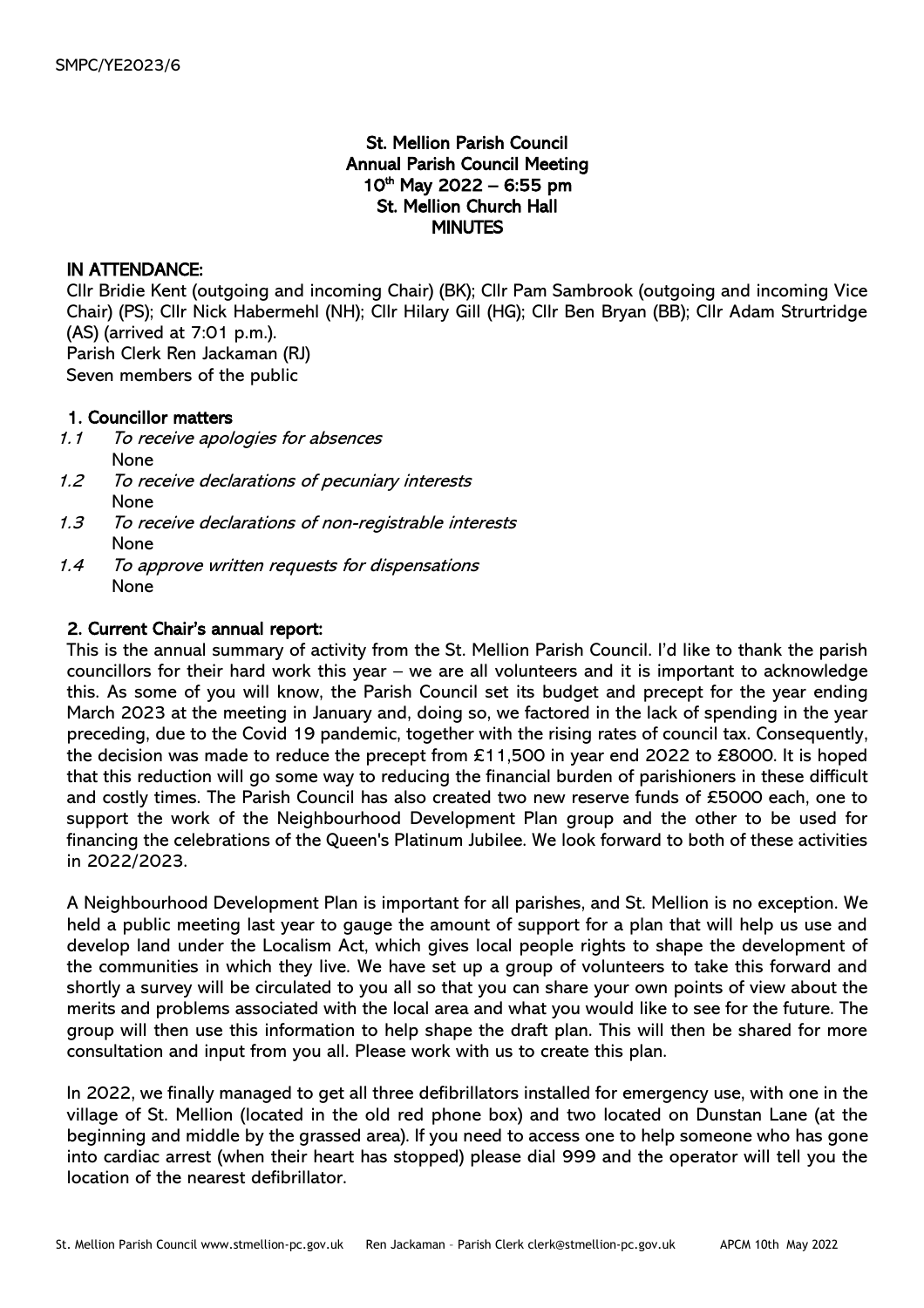SMPC/YE2023/6

**St. Mellion Parish Council**
**Annual Parish Council Meeting**
**10th May 2022 – 6:55 pm**
**St. Mellion Church Hall**
**MINUTES**

**IN ATTENDANCE:**

Cllr Bridie Kent (outgoing and incoming Chair) (BK); Cllr Pam Sambrook (outgoing and incoming Vice Chair) (PS); Cllr Nick Habermehl (NH); Cllr Hilary Gill (HG); Cllr Ben Bryan (BB); Cllr Adam Strurtridge (AS) (arrived at 7:01 p.m.).
Parish Clerk Ren Jackaman (RJ)
Seven members of the public

## 1. Councillor matters

1.1 *To receive apologies for absences*
None

1.2 *To receive declarations of pecuniary interests*
None

1.3 *To receive declarations of non-registrable interests*
None

1.4 *To approve written requests for dispensations*
None

## 2. Current Chair's annual report:

This is the annual summary of activity from the St. Mellion Parish Council. I'd like to thank the parish councillors for their hard work this year – we are all volunteers and it is important to acknowledge this. As some of you will know, the Parish Council set its budget and precept for the year ending March 2023 at the meeting in January and, doing so, we factored in the lack of spending in the year preceding, due to the Covid 19 pandemic, together with the rising rates of council tax. Consequently, the decision was made to reduce the precept from £11,500 in year end 2022 to £8000. It is hoped that this reduction will go some way to reducing the financial burden of parishioners in these difficult and costly times. The Parish Council has also created two new reserve funds of £5000 each, one to support the work of the Neighbourhood Development Plan group and the other to be used for financing the celebrations of the Queen's Platinum Jubilee. We look forward to both of these activities in 2022/2023.

A Neighbourhood Development Plan is important for all parishes, and St. Mellion is no exception. We held a public meeting last year to gauge the amount of support for a plan that will help us use and develop land under the Localism Act, which gives local people rights to shape the development of the communities in which they live. We have set up a group of volunteers to take this forward and shortly a survey will be circulated to you all so that you can share your own points of view about the merits and problems associated with the local area and what you would like to see for the future. The group will then use this information to help shape the draft plan. This will then be shared for more consultation and input from you all. Please work with us to create this plan.

In 2022, we finally managed to get all three defibrillators installed for emergency use, with one in the village of St. Mellion (located in the old red phone box) and two located on Dunstan Lane (at the beginning and middle by the grassed area). If you need to access one to help someone who has gone into cardiac arrest (when their heart has stopped) please dial 999 and the operator will tell you the location of the nearest defibrillator.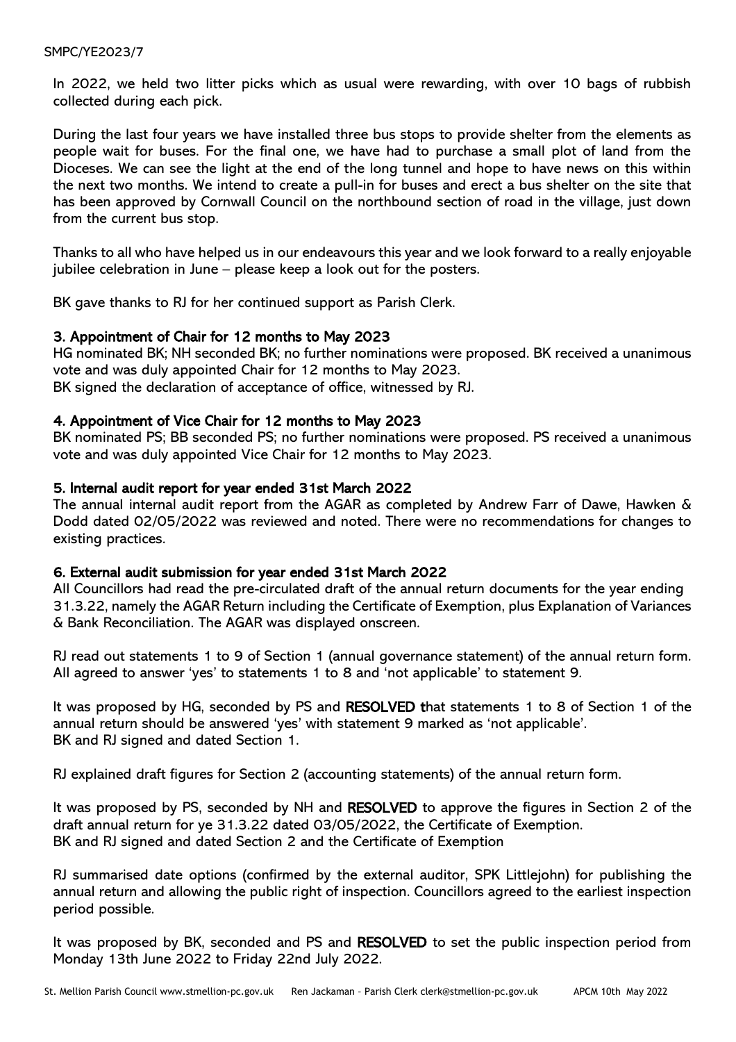In 2022, we held two litter picks which as usual were rewarding, with over 10 bags of rubbish collected during each pick.

During the last four years we have installed three bus stops to provide shelter from the elements as people wait for buses. For the final one, we have had to purchase a small plot of land from the Dioceses. We can see the light at the end of the long tunnel and hope to have news on this within the next two months. We intend to create a pull-in for buses and erect a bus shelter on the site that has been approved by Cornwall Council on the northbound section of road in the village, just down from the current bus stop.

Thanks to all who have helped us in our endeavours this year and we look forward to a really enjoyable jubilee celebration in June – please keep a look out for the posters.

BK gave thanks to RJ for her continued support as Parish Clerk.

### 3. Appointment of Chair for 12 months to May 2023

HG nominated BK; NH seconded BK; no further nominations were proposed. BK received a unanimous vote and was duly appointed Chair for 12 months to May 2023.
BK signed the declaration of acceptance of office, witnessed by RJ.

### 4. Appointment of Vice Chair for 12 months to May 2023

BK nominated PS; BB seconded PS; no further nominations were proposed. PS received a unanimous vote and was duly appointed Vice Chair for 12 months to May 2023.

### 5. Internal audit report for year ended 31st March 2022

The annual internal audit report from the AGAR as completed by Andrew Farr of Dawe, Hawken & Dodd dated 02/05/2022 was reviewed and noted. There were no recommendations for changes to existing practices.

### 6. External audit submission for year ended 31st March 2022

All Councillors had read the pre-circulated draft of the annual return documents for the year ending 31.3.22, namely the AGAR Return including the Certificate of Exemption, plus Explanation of Variances & Bank Reconciliation. The AGAR was displayed onscreen.

RJ read out statements 1 to 9 of Section 1 (annual governance statement) of the annual return form. All agreed to answer 'yes' to statements 1 to 8 and 'not applicable' to statement 9.

It was proposed by HG, seconded by PS and **RESOLVED** that statements 1 to 8 of Section 1 of the annual return should be answered 'yes' with statement 9 marked as 'not applicable'.
BK and RJ signed and dated Section 1.

RJ explained draft figures for Section 2 (accounting statements) of the annual return form.

It was proposed by PS, seconded by NH and **RESOLVED** to approve the figures in Section 2 of the draft annual return for ye 31.3.22 dated 03/05/2022, the Certificate of Exemption.
BK and RJ signed and dated Section 2 and the Certificate of Exemption

RJ summarised date options (confirmed by the external auditor, SPK Littlejohn) for publishing the annual return and allowing the public right of inspection. Councillors agreed to the earliest inspection period possible.

It was proposed by BK, seconded and PS and **RESOLVED** to set the public inspection period from Monday 13th June 2022 to Friday 22nd July 2022.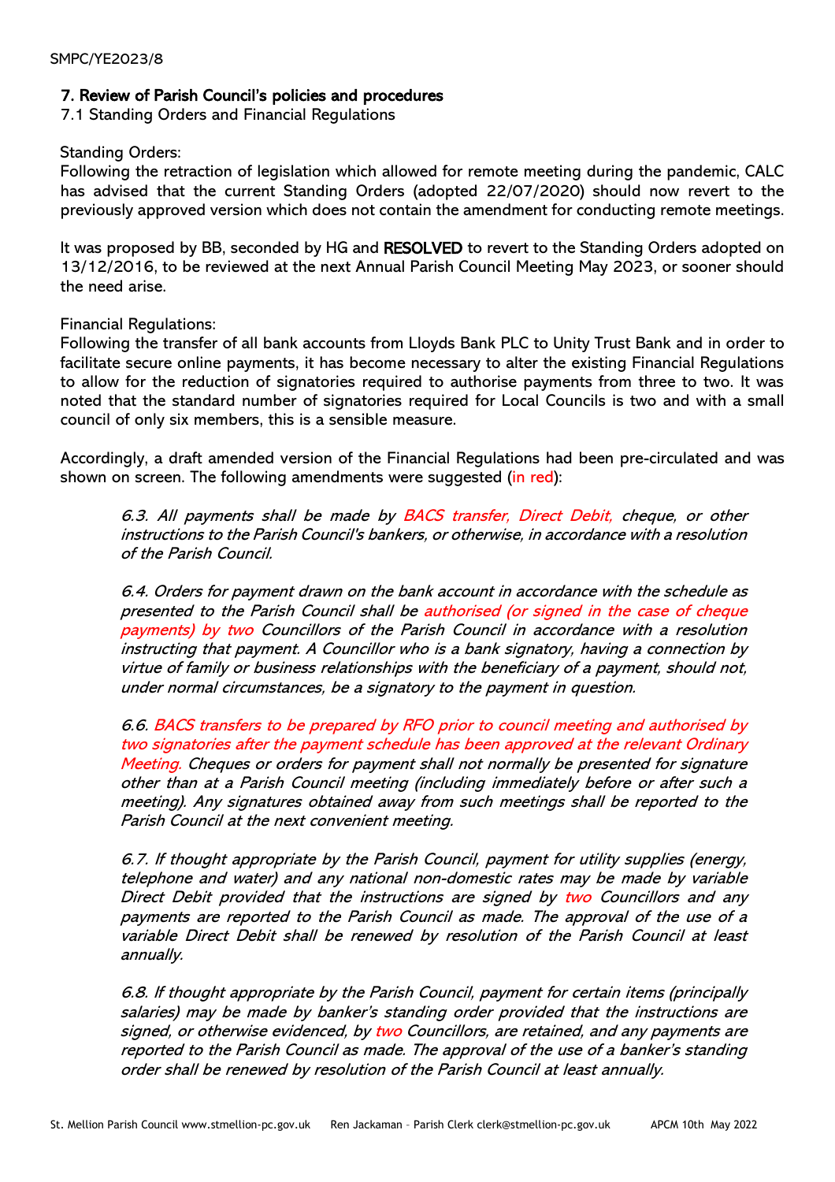SMPC/YE2023/8

### 7. Review of Parish Council's policies and procedures

7.1 Standing Orders and Financial Regulations

Standing Orders:

Following the retraction of legislation which allowed for remote meeting during the pandemic, CALC has advised that the current Standing Orders (adopted 22/07/2020) should now revert to the previously approved version which does not contain the amendment for conducting remote meetings.

It was proposed by BB, seconded by HG and **RESOLVED** to revert to the Standing Orders adopted on 13/12/2016, to be reviewed at the next Annual Parish Council Meeting May 2023, or sooner should the need arise.

Financial Regulations:

Following the transfer of all bank accounts from Lloyds Bank PLC to Unity Trust Bank and in order to facilitate secure online payments, it has become necessary to alter the existing Financial Regulations to allow for the reduction of signatories required to authorise payments from three to two. It was noted that the standard number of signatories required for Local Councils is two and with a small council of only six members, this is a sensible measure.

Accordingly, a draft amended version of the Financial Regulations had been pre-circulated and was shown on screen. The following amendments were suggested (in red):

> *6.3. All payments shall be made by BACS transfer, Direct Debit, cheque, or other instructions to the Parish Council's bankers, or otherwise, in accordance with a resolution of the Parish Council.*
>
> *6.4. Orders for payment drawn on the bank account in accordance with the schedule as presented to the Parish Council shall be authorised (or signed in the case of cheque payments) by two Councillors of the Parish Council in accordance with a resolution instructing that payment. A Councillor who is a bank signatory, having a connection by virtue of family or business relationships with the beneficiary of a payment, should not, under normal circumstances, be a signatory to the payment in question.*
>
> *6.6. BACS transfers to be prepared by RFO prior to council meeting and authorised by two signatories after the payment schedule has been approved at the relevant Ordinary Meeting. Cheques or orders for payment shall not normally be presented for signature other than at a Parish Council meeting (including immediately before or after such a meeting). Any signatures obtained away from such meetings shall be reported to the Parish Council at the next convenient meeting.*
>
> *6.7. If thought appropriate by the Parish Council, payment for utility supplies (energy, telephone and water) and any national non-domestic rates may be made by variable Direct Debit provided that the instructions are signed by two Councillors and any payments are reported to the Parish Council as made. The approval of the use of a variable Direct Debit shall be renewed by resolution of the Parish Council at least annually.*
>
> *6.8. If thought appropriate by the Parish Council, payment for certain items (principally salaries) may be made by banker's standing order provided that the instructions are signed, or otherwise evidenced, by two Councillors, are retained, and any payments are reported to the Parish Council as made. The approval of the use of a banker's standing order shall be renewed by resolution of the Parish Council at least annually.*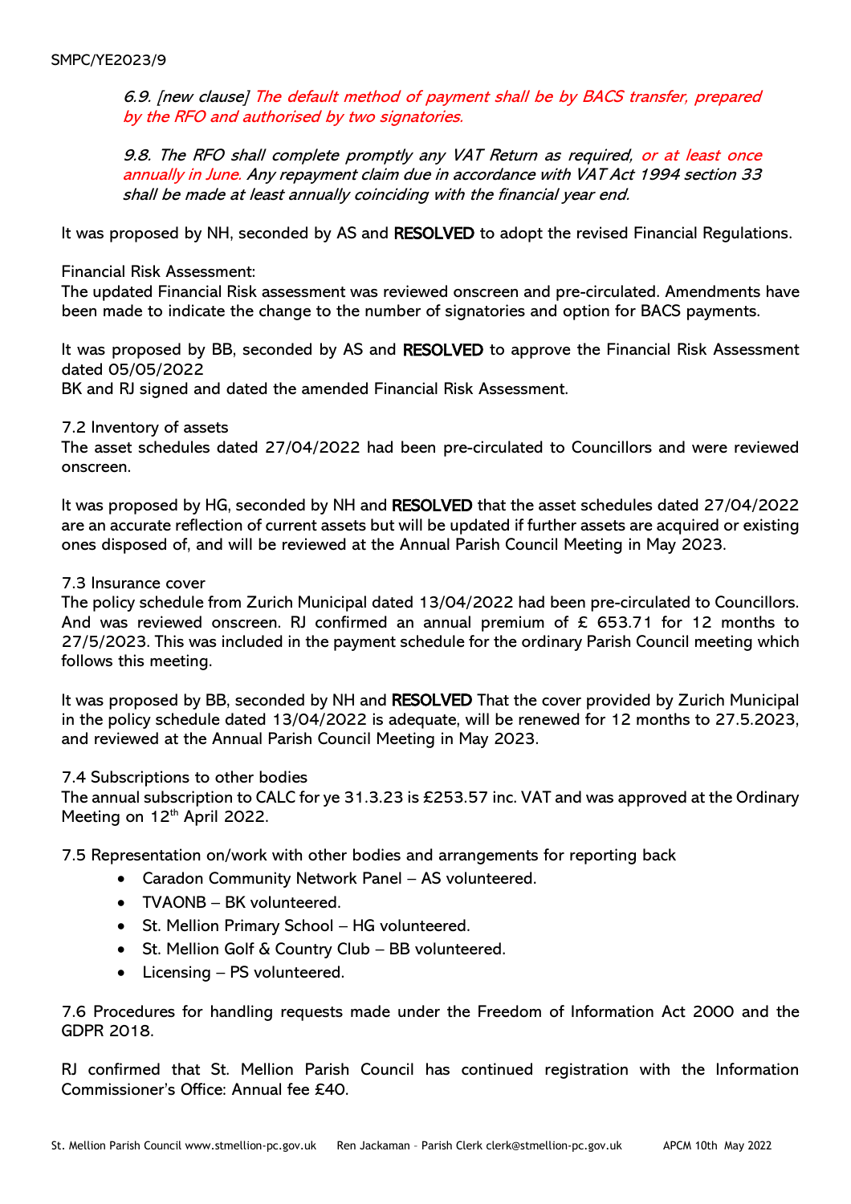*6.9. [new clause] The default method of payment shall be by BACS transfer, prepared by the RFO and authorised by two signatories.*

*9.8. The RFO shall complete promptly any VAT Return as required, or at least once annually in June. Any repayment claim due in accordance with VAT Act 1994 section 33 shall be made at least annually coinciding with the financial year end.*

It was proposed by NH, seconded by AS and **RESOLVED** to adopt the revised Financial Regulations.

Financial Risk Assessment:
The updated Financial Risk assessment was reviewed onscreen and pre-circulated. Amendments have been made to indicate the change to the number of signatories and option for BACS payments.

It was proposed by BB, seconded by AS and **RESOLVED** to approve the Financial Risk Assessment dated 05/05/2022
BK and RJ signed and dated the amended Financial Risk Assessment.

7.2 Inventory of assets
The asset schedules dated 27/04/2022 had been pre-circulated to Councillors and were reviewed onscreen.

It was proposed by HG, seconded by NH and **RESOLVED** that the asset schedules dated 27/04/2022 are an accurate reflection of current assets but will be updated if further assets are acquired or existing ones disposed of, and will be reviewed at the Annual Parish Council Meeting in May 2023.

7.3 Insurance cover
The policy schedule from Zurich Municipal dated 13/04/2022 had been pre-circulated to Councillors. And was reviewed onscreen. RJ confirmed an annual premium of £ 653.71 for 12 months to 27/5/2023. This was included in the payment schedule for the ordinary Parish Council meeting which follows this meeting.

It was proposed by BB, seconded by NH and **RESOLVED** That the cover provided by Zurich Municipal in the policy schedule dated 13/04/2022 is adequate, will be renewed for 12 months to 27.5.2023, and reviewed at the Annual Parish Council Meeting in May 2023.

7.4 Subscriptions to other bodies
The annual subscription to CALC for ye 31.3.23 is £253.57 inc. VAT and was approved at the Ordinary Meeting on 12th April 2022.

7.5 Representation on/work with other bodies and arrangements for reporting back

- Caradon Community Network Panel – AS volunteered.
- TVAONB – BK volunteered.
- St. Mellion Primary School – HG volunteered.
- St. Mellion Golf & Country Club – BB volunteered.
- Licensing – PS volunteered.

7.6 Procedures for handling requests made under the Freedom of Information Act 2000 and the GDPR 2018.

RJ confirmed that St. Mellion Parish Council has continued registration with the Information Commissioner's Office: Annual fee £40.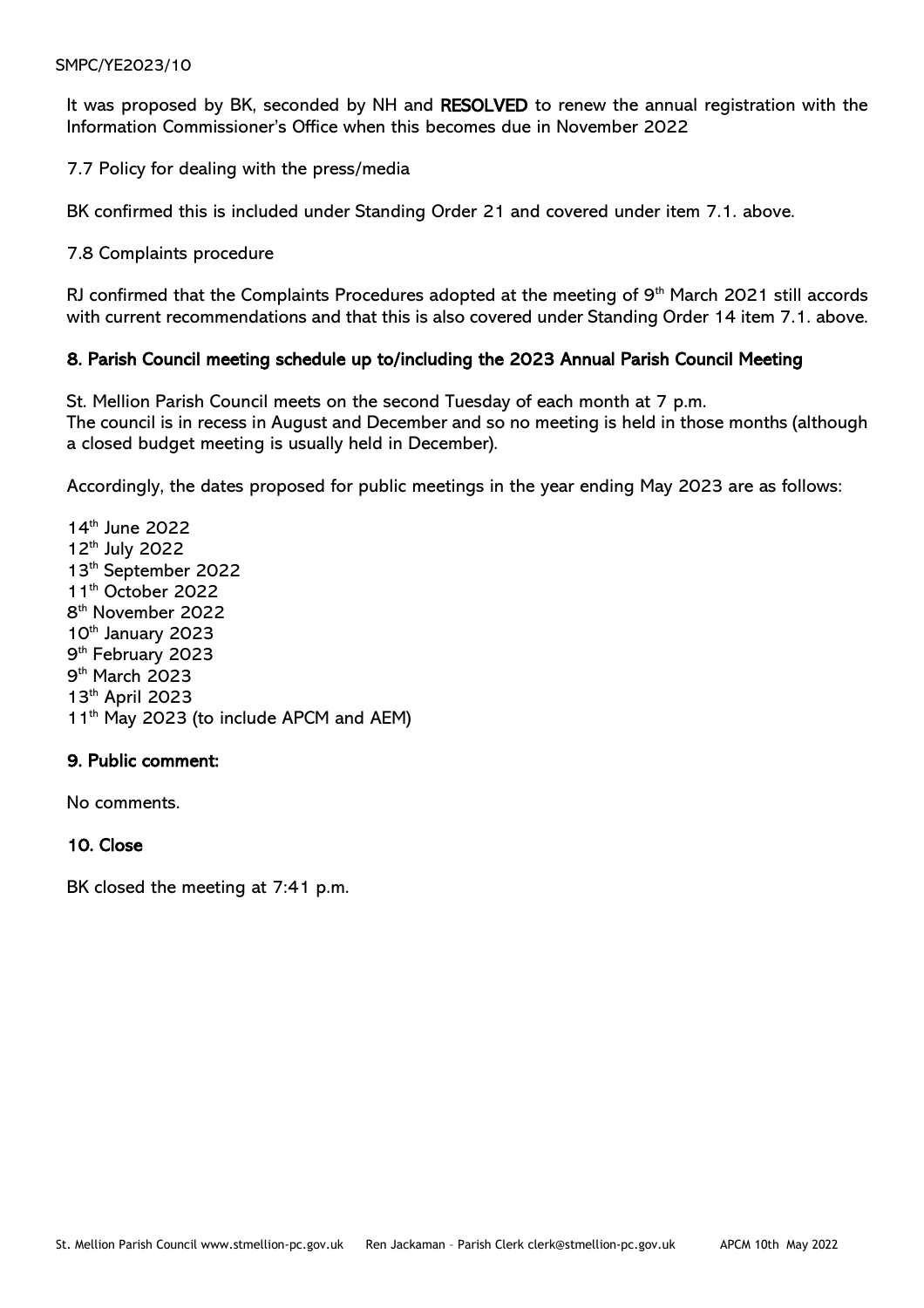It was proposed by BK, seconded by NH and **RESOLVED** to renew the annual registration with the Information Commissioner's Office when this becomes due in November 2022

7.7 Policy for dealing with the press/media

BK confirmed this is included under Standing Order 21 and covered under item 7.1. above.

7.8 Complaints procedure

RJ confirmed that the Complaints Procedures adopted at the meeting of 9th March 2021 still accords with current recommendations and that this is also covered under Standing Order 14 item 7.1. above.

## 8. Parish Council meeting schedule up to/including the 2023 Annual Parish Council Meeting

St. Mellion Parish Council meets on the second Tuesday of each month at 7 p.m.
The council is in recess in August and December and so no meeting is held in those months (although a closed budget meeting is usually held in December).

Accordingly, the dates proposed for public meetings in the year ending May 2023 are as follows:

14th June 2022
12th July 2022
13th September 2022
11th October 2022
8th November 2022
10th January 2023
9th February 2023
9th March 2023
13th April 2023
11th May 2023 (to include APCM and AEM)

## 9. Public comment:

No comments.

## 10. Close

BK closed the meeting at 7:41 p.m.